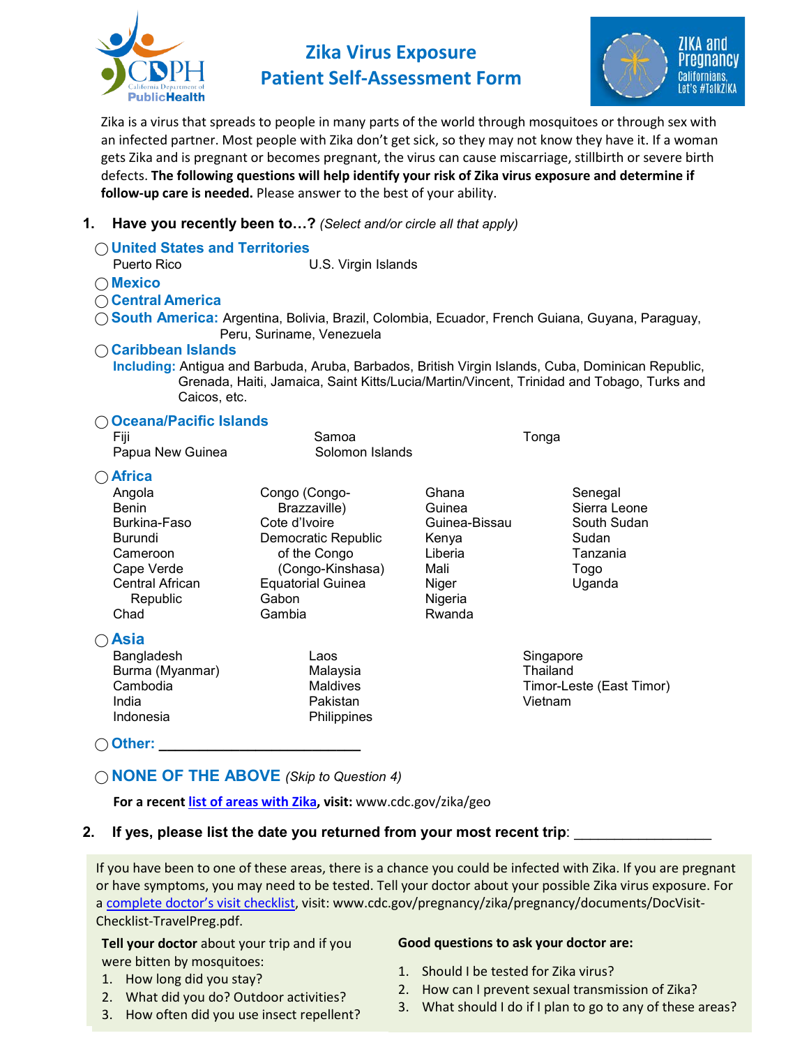# Zika Virus Exposure Patient Self-Assessment Form

Zika is a virus that spreads to people in many parts of the world through mosquitoes or through sex with an infected partner. Most people with Zika don't get sick, so they may not know they have it. If a woman gets Zika and is pregnant or becomes pregnant, the virus can cause miscarriage, stillbirth or severe birth defects. **The following questions will help identify your risk of Zika virus exposure and determine if follow-up care is needed.** Please answer to the best of your ability.

**1. Have you recently been to…?** *(Select and/or circle all that apply)*

◯ **United States and Territories**
Puerto Rico, U.S. Virgin Islands

◯ **Mexico**

◯ **Central America**

◯ **South America:** Argentina, Bolivia, Brazil, Colombia, Ecuador, French Guiana, Guyana, Paraguay, Peru, Suriname, Venezuela

◯ **Caribbean Islands**
**Including:** Antigua and Barbuda, Aruba, Barbados, British Virgin Islands, Cuba, Dominican Republic, Grenada, Haiti, Jamaica, Saint Kitts/Lucia/Martin/Vincent, Trinidad and Tobago, Turks and Caicos, etc.

◯ **Oceana/Pacific Islands**
Fiji, Papua New Guinea, Samoa, Solomon Islands, Tonga

◯ **Africa**
Angola, Benin, Burkina-Faso, Burundi, Cameroon, Cape Verde, Central African Republic, Chad, Congo (Congo-Brazzaville), Cote d'Ivoire, Democratic Republic of the Congo (Congo-Kinshasa), Equatorial Guinea, Gabon, Gambia, Ghana, Guinea, Guinea-Bissau, Kenya, Liberia, Mali, Niger, Nigeria, Rwanda, Senegal, Sierra Leone, South Sudan, Sudan, Tanzania, Togo, Uganda

◯ **Asia**
Bangladesh, Burma (Myanmar), Cambodia, India, Indonesia, Laos, Malaysia, Maldives, Pakistan, Philippines, Singapore, Thailand, Timor-Leste (East Timor), Vietnam

◯ **Other:** ______________________

◯ **NONE OF THE ABOVE** *(Skip to Question 4)*

**For a recent list of areas with Zika, visit:** www.cdc.gov/zika/geo

**2. If yes, please list the date you returned from your most recent trip**: ________________

If you have been to one of these areas, there is a chance you could be infected with Zika. If you are pregnant or have symptoms, you may need to be tested. Tell your doctor about your possible Zika virus exposure. For a complete doctor's visit checklist, visit: www.cdc.gov/pregnancy/zika/pregnancy/documents/DocVisit-Checklist-TravelPreg.pdf.

**Tell your doctor** about your trip and if you were bitten by mosquitoes:

1. How long did you stay?
2. What did you do? Outdoor activities?
3. How often did you use insect repellent?

**Good questions to ask your doctor are:**

1. Should I be tested for Zika virus?
2. How can I prevent sexual transmission of Zika?
3. What should I do if I plan to go to any of these areas?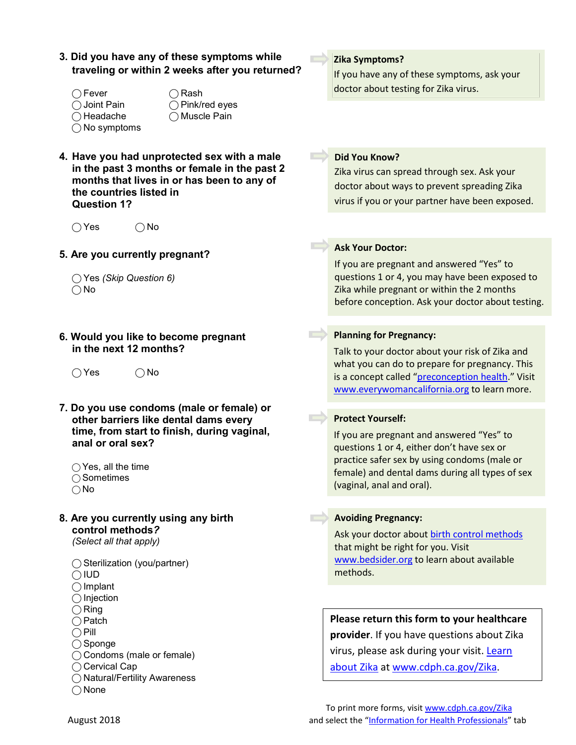**3. Did you have any of these symptoms while traveling or within 2 weeks after you returned?**

- ◯ Fever
- ◯ Joint Pain
- ◯ Headache
- ◯ No symptoms
- ◯ Rash
- ◯ Pink/red eyes
- ◯ Muscle Pain

**Zika Symptoms?**

If you have any of these symptoms, ask your doctor about testing for Zika virus.

**4. Have you had unprotected sex with a male in the past 3 months or female in the past 2 months that lives in or has been to any of the countries listed in Question 1?**

- ◯ Yes
- ◯ No

**Did You Know?**

Zika virus can spread through sex. Ask your doctor about ways to prevent spreading Zika virus if you or your partner have been exposed.

**5. Are you currently pregnant?**

- ◯ Yes *(Skip Question 6)*
- ◯ No

**Ask Your Doctor:**

If you are pregnant and answered "Yes" to questions 1 or 4, you may have been exposed to Zika while pregnant or within the 2 months before conception. Ask your doctor about testing.

**6. Would you like to become pregnant in the next 12 months?**

- ◯ Yes
- ◯ No

**Planning for Pregnancy:**

Talk to your doctor about your risk of Zika and what you can do to prepare for pregnancy. This is a concept called "preconception health." Visit www.everywomancalifornia.org to learn more.

**7. Do you use condoms (male or female) or other barriers like dental dams every time, from start to finish, during vaginal, anal or oral sex?**

- ◯ Yes, all the time
- ◯ Sometimes
- ◯ No

**Protect Yourself:**

If you are pregnant and answered "Yes" to questions 1 or 4, either don't have sex or practice safer sex by using condoms (male or female) and dental dams during all types of sex (vaginal, anal and oral).

**8. Are you currently using any birth control methods?**
*(Select all that apply)*

- ◯ Sterilization (you/partner)
- ◯ IUD
- ◯ Implant
- ◯ Injection
- ◯ Ring
- ◯ Patch
- ◯ Pill
- ◯ Sponge
- ◯ Condoms (male or female)
- ◯ Cervical Cap
- ◯ Natural/Fertility Awareness
- ◯ None

**Avoiding Pregnancy:**

Ask your doctor about birth control methods that might be right for you. Visit www.bedsider.org to learn about available methods.

**Please return this form to your healthcare provider**. If you have questions about Zika virus, please ask during your visit. Learn about Zika at www.cdph.ca.gov/Zika.

August 2018

To print more forms, visit www.cdph.ca.gov/Zika and select the "Information for Health Professionals" tab